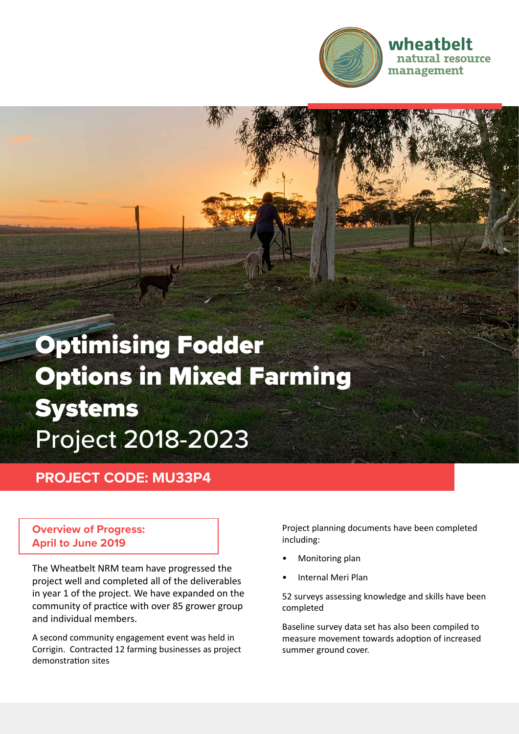wheatbelt natural resource management

# Optimising Fodder Options in Mixed Farming Systems

Project 2018-2023

## PROJECT CODE: MU33P4

### Overview of Progress: April to June 2019

The Wheatbelt NRM team have progressed the project well and completed all of the deliverables in year 1 of the project. We have expanded on the community of practice with over 85 grower group and individual members.

A second community engagement event was held in Corrigin. Contracted 12 farming businesses as project demonstration sites

Project planning documents have been completed including:

- Monitoring plan
- Internal Meri Plan

52 surveys assessing knowledge and skills have been completed

Baseline survey data set has also been compiled to measure movement towards adoption of increased summer ground cover.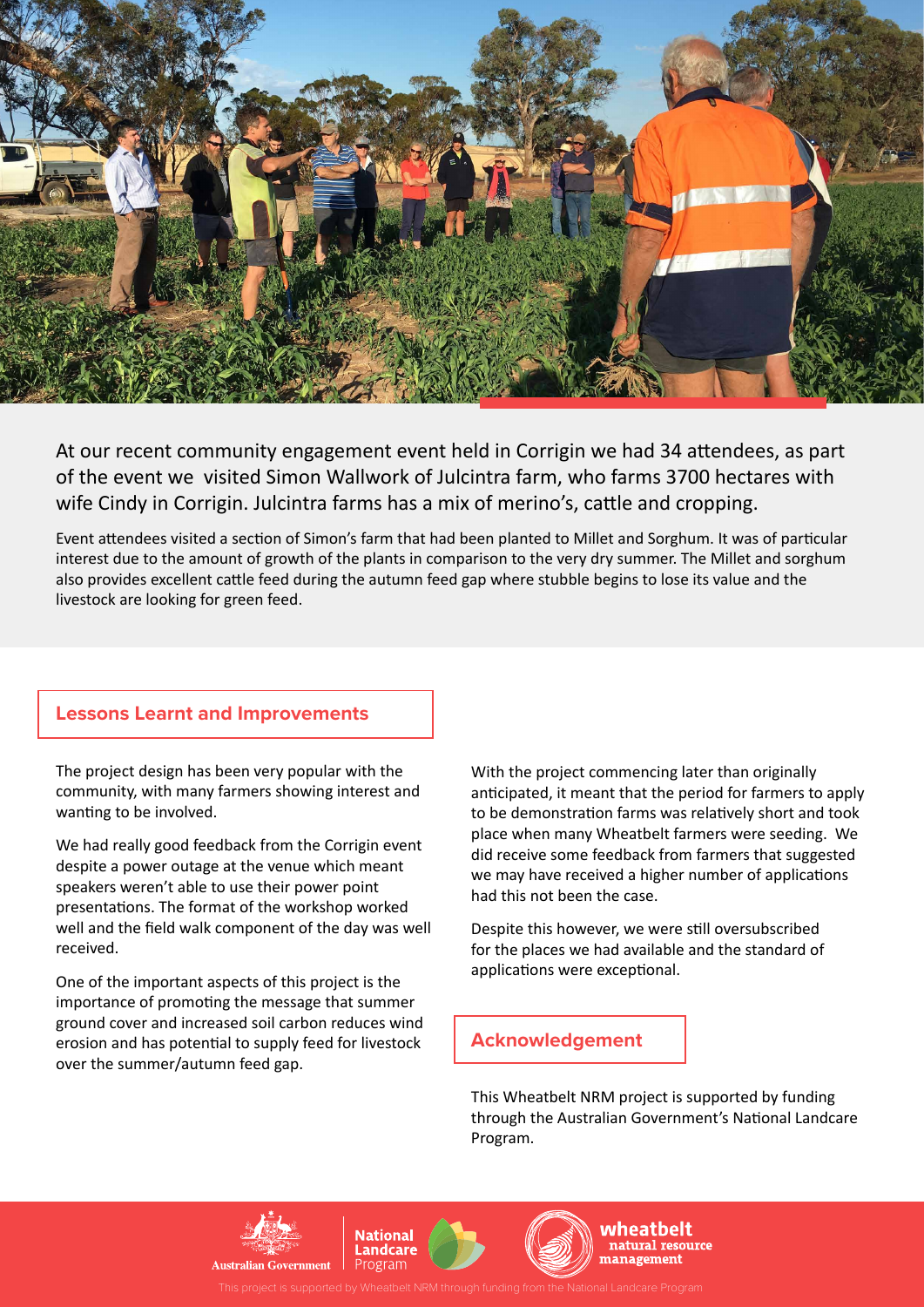At our recent community engagement event held in Corrigin we had 34 attendees, as part of the event we visited Simon Wallwork of Julcintra farm, who farms 3700 hectares with wife Cindy in Corrigin. Julcintra farms has a mix of merino's, cattle and cropping.

Event attendees visited a section of Simon's farm that had been planted to Millet and Sorghum. It was of particular interest due to the amount of growth of the plants in comparison to the very dry summer. The Millet and sorghum also provides excellent cattle feed during the autumn feed gap where stubble begins to lose its value and the livestock are looking for green feed.

## Lessons Learnt and Improvements

The project design has been very popular with the community, with many farmers showing interest and wanting to be involved.

We had really good feedback from the Corrigin event despite a power outage at the venue which meant speakers weren't able to use their power point presentations. The format of the workshop worked well and the field walk component of the day was well received.

One of the important aspects of this project is the importance of promoting the message that summer ground cover and increased soil carbon reduces wind erosion and has potential to supply feed for livestock over the summer/autumn feed gap.

With the project commencing later than originally anticipated, it meant that the period for farmers to apply to be demonstration farms was relatively short and took place when many Wheatbelt farmers were seeding. We did receive some feedback from farmers that suggested we may have received a higher number of applications had this not been the case.

Despite this however, we were still oversubscribed for the places we had available and the standard of applications were exceptional.

## Acknowledgement

This Wheatbelt NRM project is supported by funding through the Australian Government's National Landcare Program.

Australian Government | National Landcare Program | wheatbelt natural resource management

This project is supported by Wheatbelt NRM through funding from the National Landcare Program